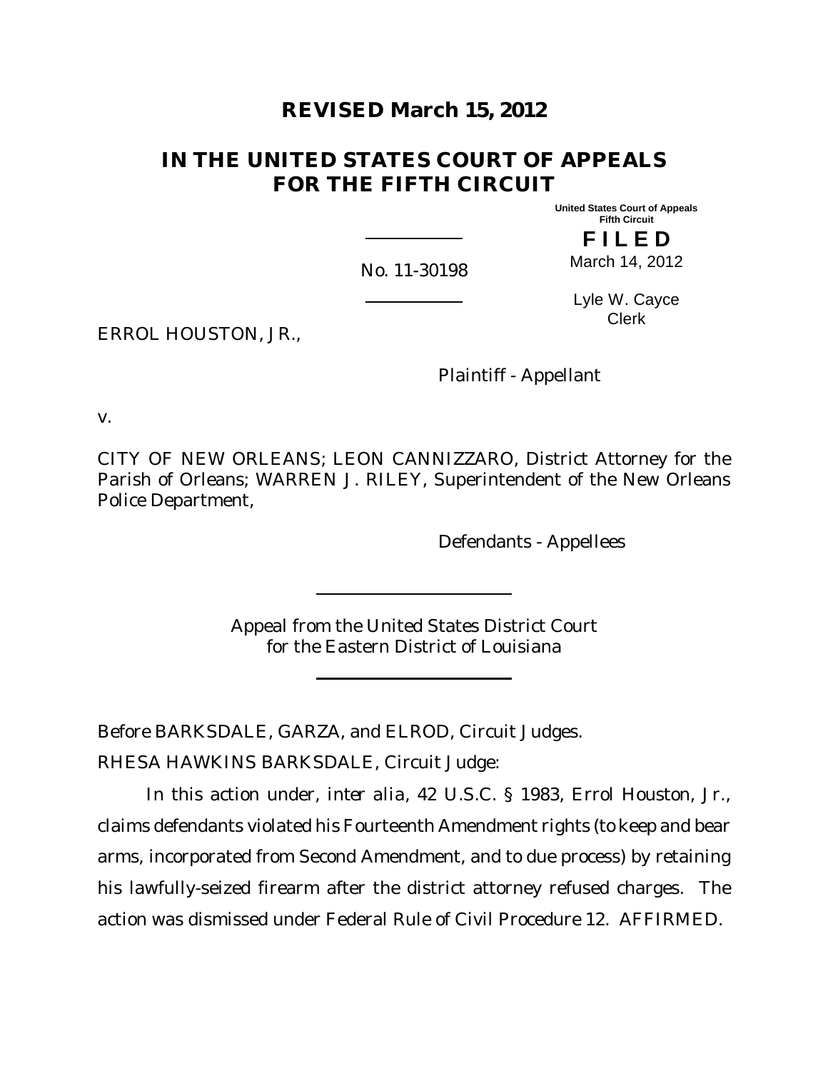# REVISED March 15, 2012

# IN THE UNITED STATES COURT OF APPEALS FOR THE FIFTH CIRCUIT

United States Court of Appeals
Fifth Circuit

**F I L E D**

March 14, 2012

No. 11-30198

Lyle W. Cayce
Clerk

ERROL HOUSTON, JR.,

Plaintiff - Appellant

v.

CITY OF NEW ORLEANS; LEON CANNIZZARO, District Attorney for the Parish of Orleans; WARREN J. RILEY, Superintendent of the New Orleans Police Department,

Defendants - Appellees

Appeal from the United States District Court
for the Eastern District of Louisiana

Before BARKSDALE, GARZA, and ELROD, Circuit Judges.

RHESA HAWKINS BARKSDALE, Circuit Judge:

In this action under, *inter alia*, 42 U.S.C. § 1983, Errol Houston, Jr., claims defendants violated his Fourteenth Amendment rights (to keep and bear arms, incorporated from Second Amendment, and to due process) by retaining his lawfully-seized firearm after the district attorney refused charges. The action was dismissed under Federal Rule of Civil Procedure 12. AFFIRMED.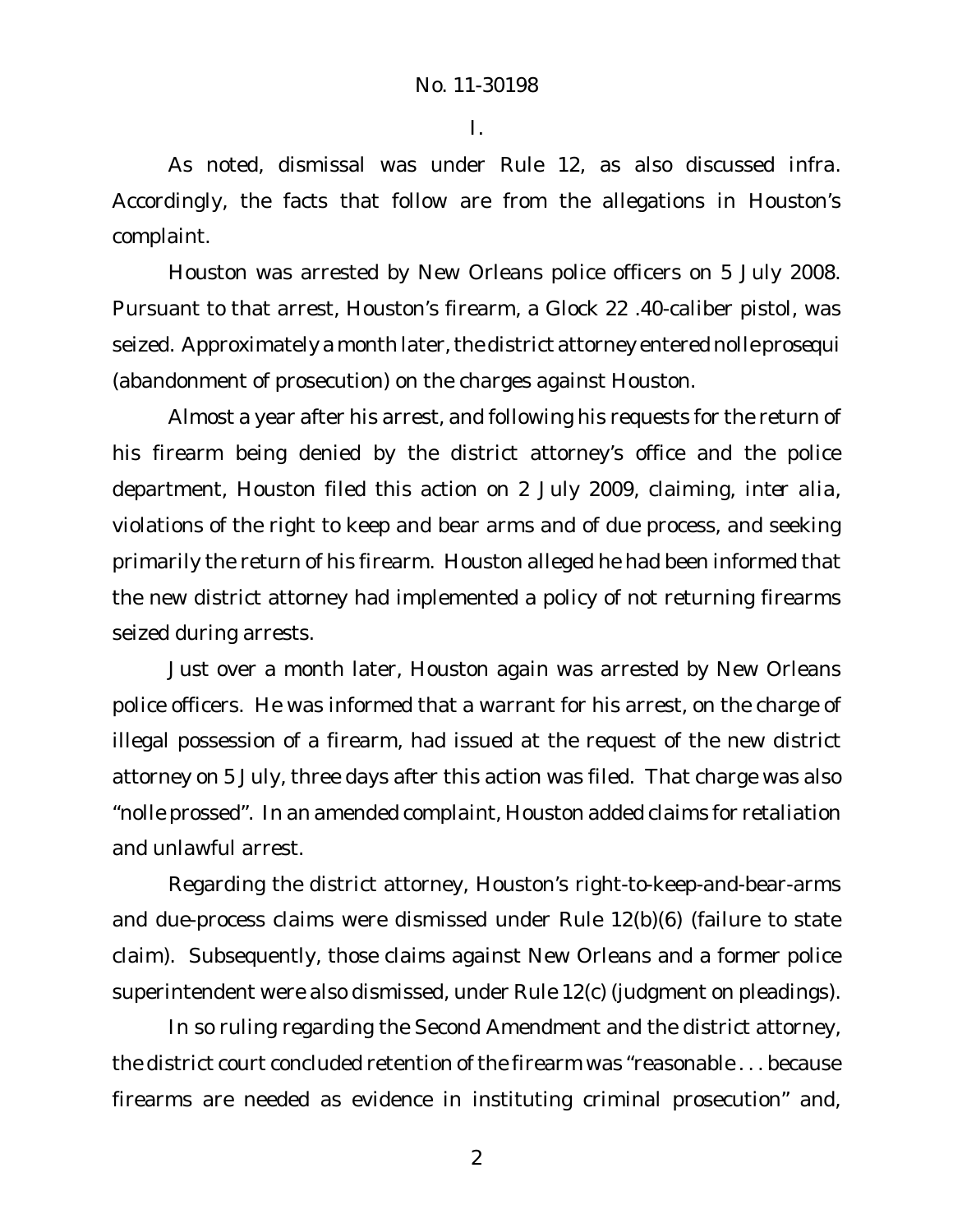I.

As noted, dismissal was under Rule 12, as also discussed infra. Accordingly, the facts that follow are from the allegations in Houston's complaint.

Houston was arrested by New Orleans police officers on 5 July 2008. Pursuant to that arrest, Houston's firearm, a Glock 22 .40-caliber pistol, was seized. Approximately a month later, the district attorney entered nolle prosequi (abandonment of prosecution) on the charges against Houston.

Almost a year after his arrest, and following his requests for the return of his firearm being denied by the district attorney's office and the police department, Houston filed this action on 2 July 2009, claiming, *inter alia*, violations of the right to keep and bear arms and of due process, and seeking primarily the return of his firearm. Houston alleged he had been informed that the new district attorney had implemented a policy of not returning firearms seized during arrests.

Just over a month later, Houston again was arrested by New Orleans police officers. He was informed that a warrant for his arrest, on the charge of illegal possession of a firearm, had issued at the request of the new district attorney on 5 July, three days after this action was filed. That charge was also "nolle prossed". In an amended complaint, Houston added claims for retaliation and unlawful arrest.

Regarding the district attorney, Houston's right-to-keep-and-bear-arms and due-process claims were dismissed under Rule 12(b)(6) (failure to state claim). Subsequently, those claims against New Orleans and a former police superintendent were also dismissed, under Rule 12(c) (judgment on pleadings).

In so ruling regarding the Second Amendment and the district attorney, the district court concluded retention of the firearm was "reasonable . . . because firearms are needed as evidence in instituting criminal prosecution" and,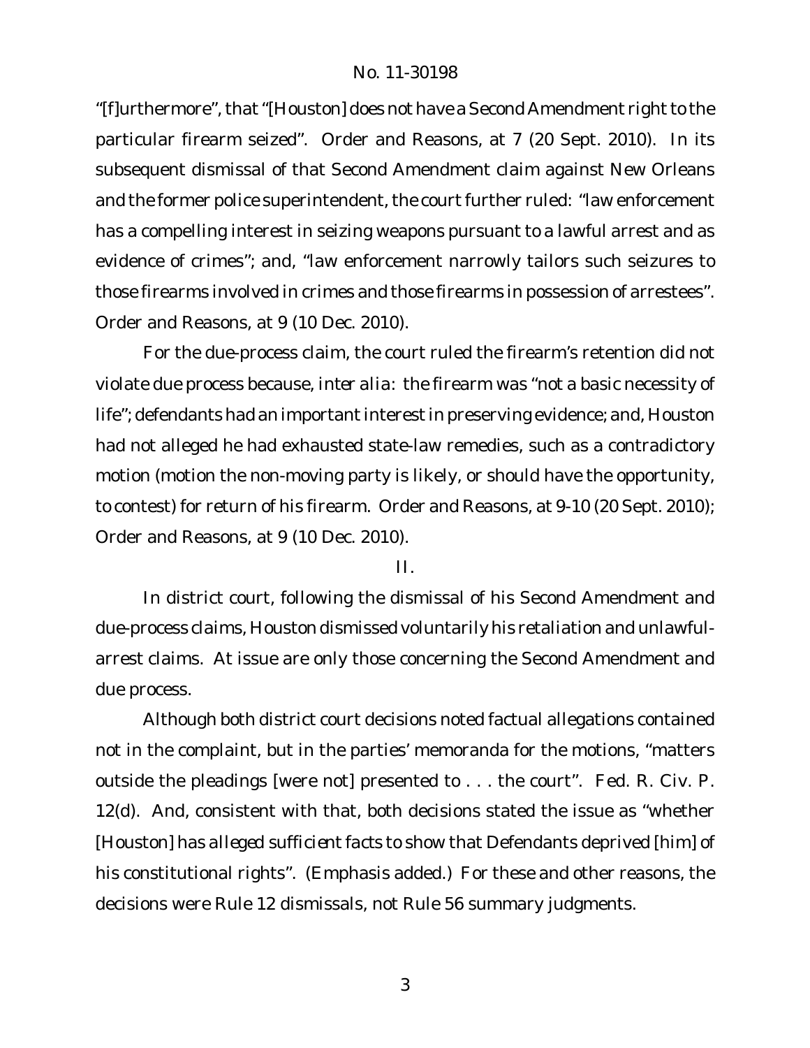"[f]urthermore", that "[Houston] does not have a Second Amendment right to the particular firearm seized". Order and Reasons, at 7 (20 Sept. 2010). In its subsequent dismissal of that Second Amendment claim against New Orleans and the former police superintendent, the court further ruled: "law enforcement has a compelling interest in seizing weapons pursuant to a lawful arrest and as evidence of crimes"; and, "law enforcement narrowly tailors such seizures to those firearms involved in crimes and those firearms in possession of arrestees". Order and Reasons, at 9 (10 Dec. 2010).

For the due-process claim, the court ruled the firearm's retention did not violate due process because, *inter alia*: the firearm was "not a basic necessity of life"; defendants had an important interest in preserving evidence; and, Houston had not alleged he had exhausted state-law remedies, such as a contradictory motion (motion the non-moving party is likely, or should have the opportunity, to contest) for return of his firearm. Order and Reasons, at 9-10 (20 Sept. 2010); Order and Reasons, at 9 (10 Dec. 2010).

## II.

In district court, following the dismissal of his Second Amendment and due-process claims, Houston dismissed voluntarily his retaliation and unlawful-arrest claims. At issue are only those concerning the Second Amendment and due process.

Although both district court decisions noted factual allegations contained not in the complaint, but in the parties' memoranda for the motions, "matters outside the pleadings [were not] presented to . . . the court". Fed. R. Civ. P. 12(d). And, consistent with that, both decisions stated the issue as "whether [Houston] has *alleged sufficient facts* to show that Defendants deprived [him] of his constitutional rights". (Emphasis added.) For these and other reasons, the decisions were Rule 12 dismissals, not Rule 56 summary judgments.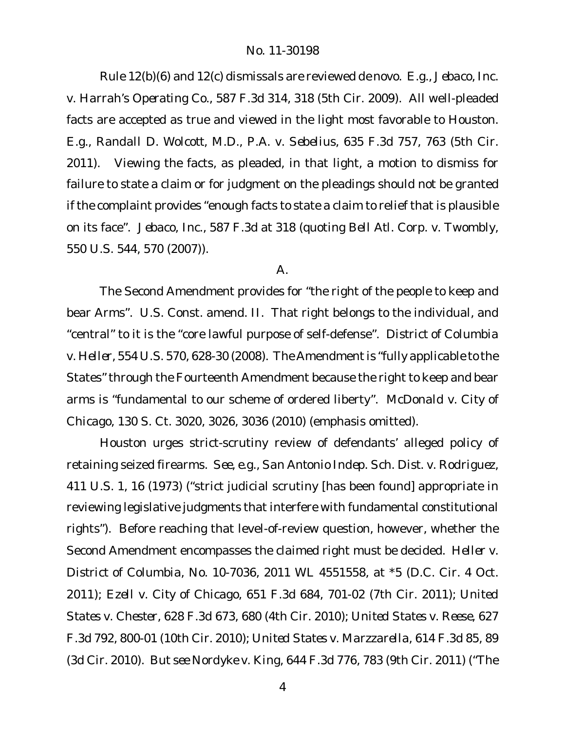Rule 12(b)(6) and 12(c) dismissals are reviewed *de novo*. *E.g.*, *Jebaco, Inc. v. Harrah's Operating Co.*, 587 F.3d 314, 318 (5th Cir. 2009). All well-pleaded facts are accepted as true and viewed in the light most favorable to Houston. *E.g.*, *Randall D. Wolcott, M.D., P.A. v. Sebelius*, 635 F.3d 757, 763 (5th Cir. 2011). Viewing the facts, as pleaded, in that light, a motion to dismiss for failure to state a claim or for judgment on the pleadings should not be granted if the complaint provides "enough facts to state a claim to relief that is plausible on its face". *Jebaco, Inc.*, 587 F.3d at 318 (quoting *Bell Atl. Corp. v. Twombly*, 550 U.S. 544, 570 (2007)).

A.

The Second Amendment provides for "the right of the people to keep and bear Arms". U.S. Const. amend. II. That right belongs to the individual, and "central" to it is the "core lawful purpose of self-defense". *District of Columbia v. Heller*, 554 U.S. 570, 628-30 (2008). The Amendment is "fully applicable to the States" through the Fourteenth Amendment because the right to keep and bear arms is "fundamental to *our* scheme of ordered liberty". *McDonald v. City of Chicago*, 130 S. Ct. 3020, 3026, 3036 (2010) (emphasis omitted).

Houston urges strict-scrutiny review of defendants' alleged policy of retaining seized firearms. *See, e.g.*, *San Antonio Indep. Sch. Dist. v. Rodriguez*, 411 U.S. 1, 16 (1973) ("strict judicial scrutiny [has been found] appropriate in reviewing legislative judgments that interfere with fundamental constitutional rights"). Before reaching that level-of-review question, however, whether the Second Amendment encompasses the claimed right must be decided. *Heller v. District of Columbia*, No. 10-7036, 2011 WL 4551558, at *5 (D.C. Cir. 4 Oct. 2011); *Ezell v. City of Chicago*, 651 F.3d 684, 701-02 (7th Cir. 2011); *United States v. Chester*, 628 F.3d 673, 680 (4th Cir. 2010); *United States v. Reese*, 627 F.3d 792, 800-01 (10th Cir. 2010); *United States v. Marzzarella*, 614 F.3d 85, 89 (3d Cir. 2010). *But see* *Nordyke v. King*, 644 F.3d 776, 783 (9th Cir. 2011) ("The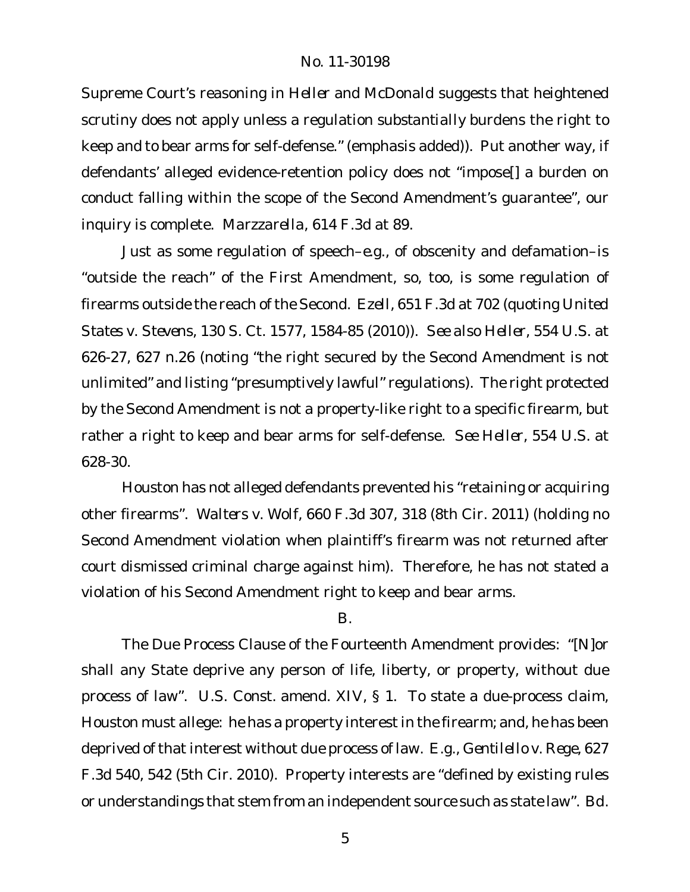Supreme Court's reasoning in *Heller* and *McDonald* suggests that heightened scrutiny does not apply unless a regulation *substantially* burdens the right to keep and to bear arms for self-defense." (emphasis added)). Put another way, if defendants' alleged evidence-retention policy does not "impose[] a burden on conduct falling within the scope of the Second Amendment's guarantee", our inquiry is complete. *Marzzarella*, 614 F.3d at 89.

Just as some regulation of speech–e.g., of obscenity and defamation–is "outside the reach" of the First Amendment, so, too, is some regulation of firearms outside the reach of the Second. *Ezell*, 651 F.3d at 702 (quoting *United States v. Stevens*, 130 S. Ct. 1577, 1584-85 (2010)). *See also Heller*, 554 U.S. at 626-27, 627 n.26 (noting "the right secured by the Second Amendment is not unlimited" and listing "presumptively lawful" regulations). The right protected by the Second Amendment is not a property-like right to a specific firearm, but rather a right to keep and bear arms for self-defense. *See Heller*, 554 U.S. at 628-30.

Houston has not alleged defendants prevented his "retaining or acquiring other firearms". *Walters v. Wolf*, 660 F.3d 307, 318 (8th Cir. 2011) (holding no Second Amendment violation when plaintiff's firearm was not returned after court dismissed criminal charge against him). Therefore, he has not stated a violation of his Second Amendment right to keep and bear arms.

B.

The Due Process Clause of the Fourteenth Amendment provides: "[N]or shall any State deprive any person of life, liberty, or property, without due process of law". U.S. Const. amend. XIV, § 1. To state a due-process claim, Houston must allege: he has a property interest in the firearm; and, he has been deprived of that interest without due process of law. *E.g.*, *Gentilello v. Rege*, 627 F.3d 540, 542 (5th Cir. 2010). Property interests are "defined by existing rules or understandings that stem from an independent source such as state law". *Bd.*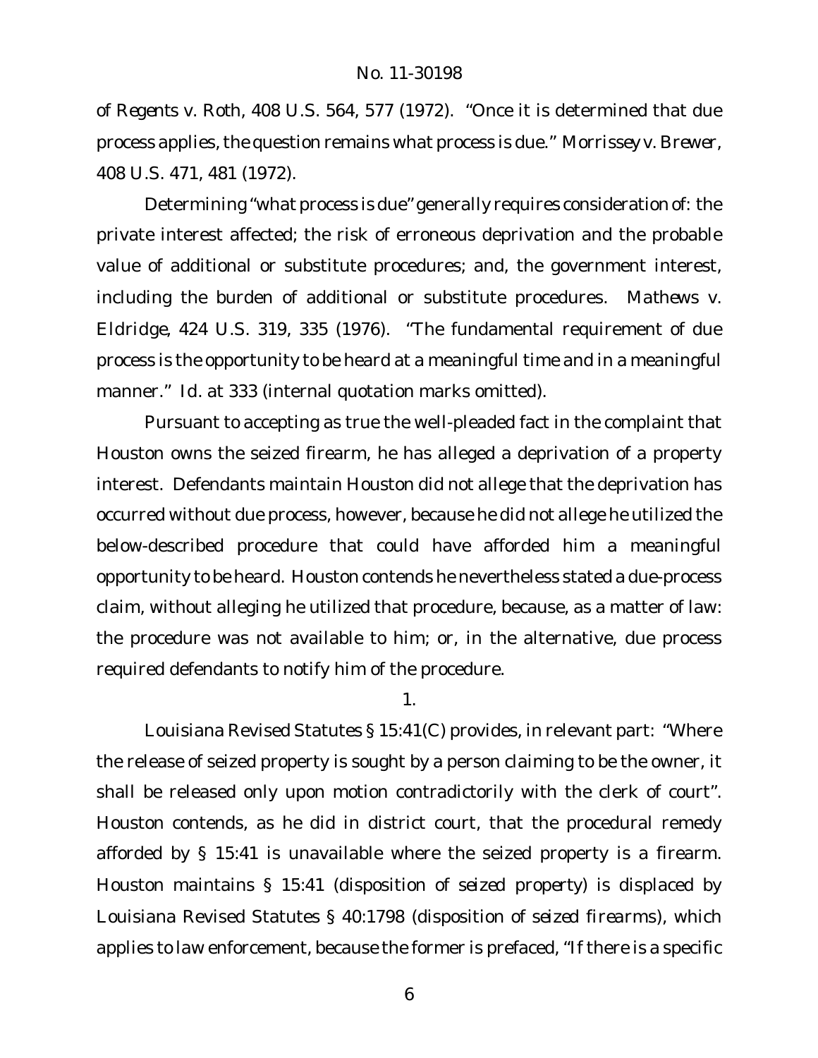*of Regents v. Roth*, 408 U.S. 564, 577 (1972). "Once it is determined that due process applies, the question remains what process is due." *Morrissey v. Brewer*, 408 U.S. 471, 481 (1972).

Determining "what process is due" generally requires consideration of: the private interest affected; the risk of erroneous deprivation and the probable value of additional or substitute procedures; and, the government interest, including the burden of additional or substitute procedures. *Mathews v. Eldridge*, 424 U.S. 319, 335 (1976). "The fundamental requirement of due process is the opportunity to be heard at a meaningful time and in a meaningful manner." *Id.* at 333 (internal quotation marks omitted).

Pursuant to accepting as true the well-pleaded fact in the complaint that Houston owns the seized firearm, he has alleged a deprivation of a property interest. Defendants maintain Houston did not allege that the deprivation has occurred without due process, however, because he did not allege he utilized the below-described procedure that could have afforded him a meaningful opportunity to be heard. Houston contends he nevertheless stated a due-process claim, without alleging he utilized that procedure, because, as a matter of law: the procedure was not available to him; or, in the alternative, due process required defendants to notify him of the procedure.

1.

Louisiana Revised Statutes § 15:41(C) provides, in relevant part: "Where the release of seized property is sought by a person claiming to be the owner, it shall be released only upon motion contradictorily with the clerk of court". Houston contends, as he did in district court, that the procedural remedy afforded by § 15:41 is unavailable where the seized property is a firearm. Houston maintains § 15:41 (disposition of *seized property*) is displaced by Louisiana Revised Statutes § 40:1798 (disposition of *seized firearms*), which applies to law enforcement, because the former is prefaced, "If there is a specific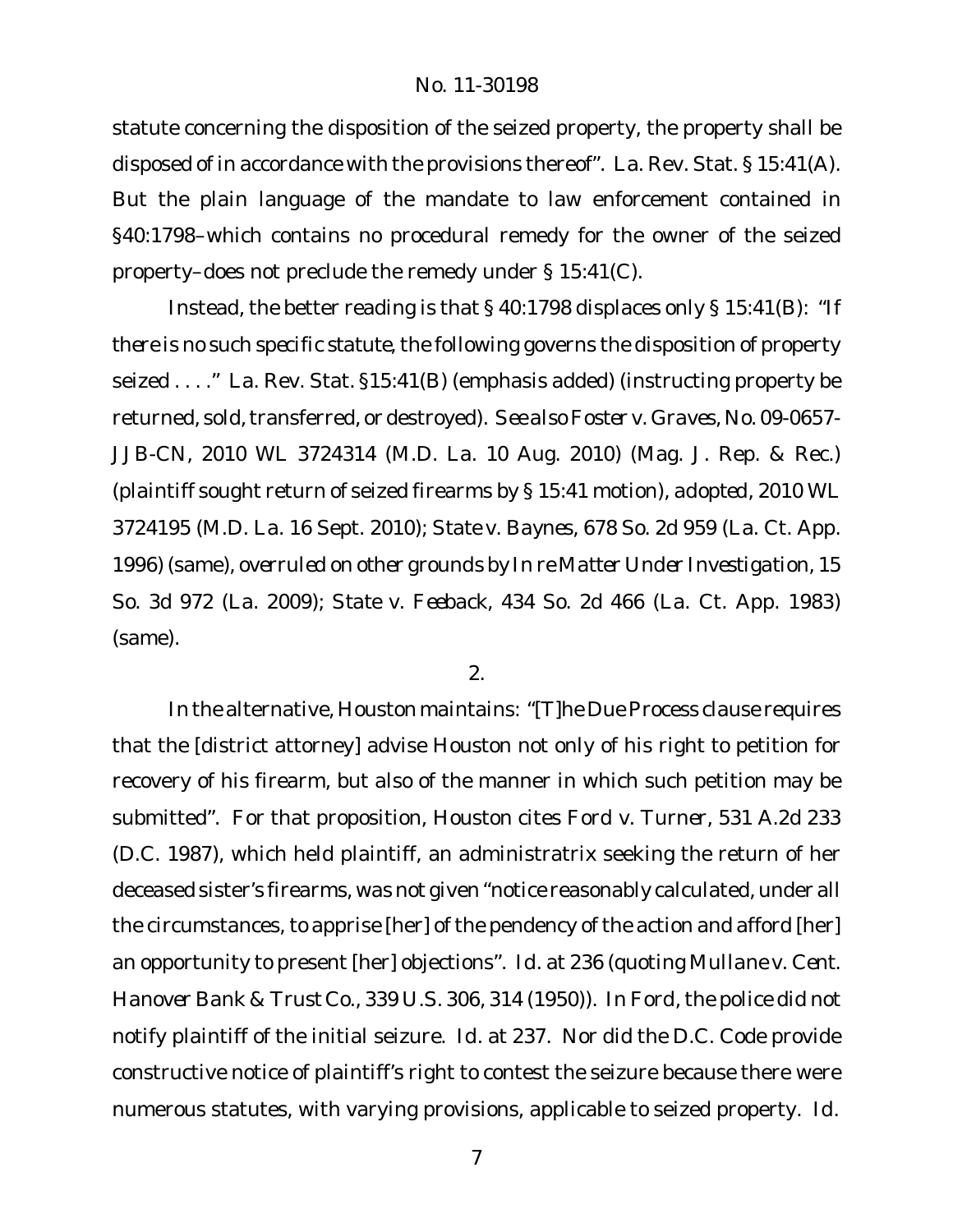statute concerning the disposition of the seized property, the property shall be disposed of in accordance with the provisions thereof". La. Rev. Stat. § 15:41(A). But the plain language of the mandate to law enforcement contained in §40:1798–which contains no procedural remedy for the owner of the seized property–does not preclude the remedy under § 15:41(C).

Instead, the better reading is that § 40:1798 displaces only § 15:41(B): "*If there is no such specific statute*, the following governs the disposition of property seized . . . ." La. Rev. Stat. §15:41(B) (emphasis added) (instructing property be returned, sold, transferred, or destroyed). *See also Foster v. Graves*, No. 09-0657-JJB-CN, 2010 WL 3724314 (M.D. La. 10 Aug. 2010) (Mag. J. Rep. & Rec.) (plaintiff sought return of seized firearms by § 15:41 motion), *adopted*, 2010 WL 3724195 (M.D. La. 16 Sept. 2010); *State v. Baynes*, 678 So. 2d 959 (La. Ct. App. 1996) (same), *overruled on other grounds by In re Matter Under Investigation*, 15 So. 3d 972 (La. 2009); *State v. Feeback*, 434 So. 2d 466 (La. Ct. App. 1983) (same).

2.

In the alternative, Houston maintains: "[T]he Due Process clause requires that the [district attorney] advise Houston not only of his right to petition for recovery of his firearm, but also of the manner in which such petition may be submitted". For that proposition, Houston cites *Ford v. Turner*, 531 A.2d 233 (D.C. 1987), which held plaintiff, an administratrix seeking the return of her deceased sister's firearms, was not given "notice reasonably calculated, under all the circumstances, to apprise [her] of the pendency of the action and afford [her] an opportunity to present [her] objections". *Id.* at 236 (quoting *Mullane v. Cent. Hanover Bank & Trust Co.*, 339 U.S. 306, 314 (1950)). In *Ford*, the police did not notify plaintiff of the initial seizure. *Id.* at 237. Nor did the D.C. Code provide constructive notice of plaintiff's right to contest the seizure because there were numerous statutes, with varying provisions, applicable to seized property. *Id.*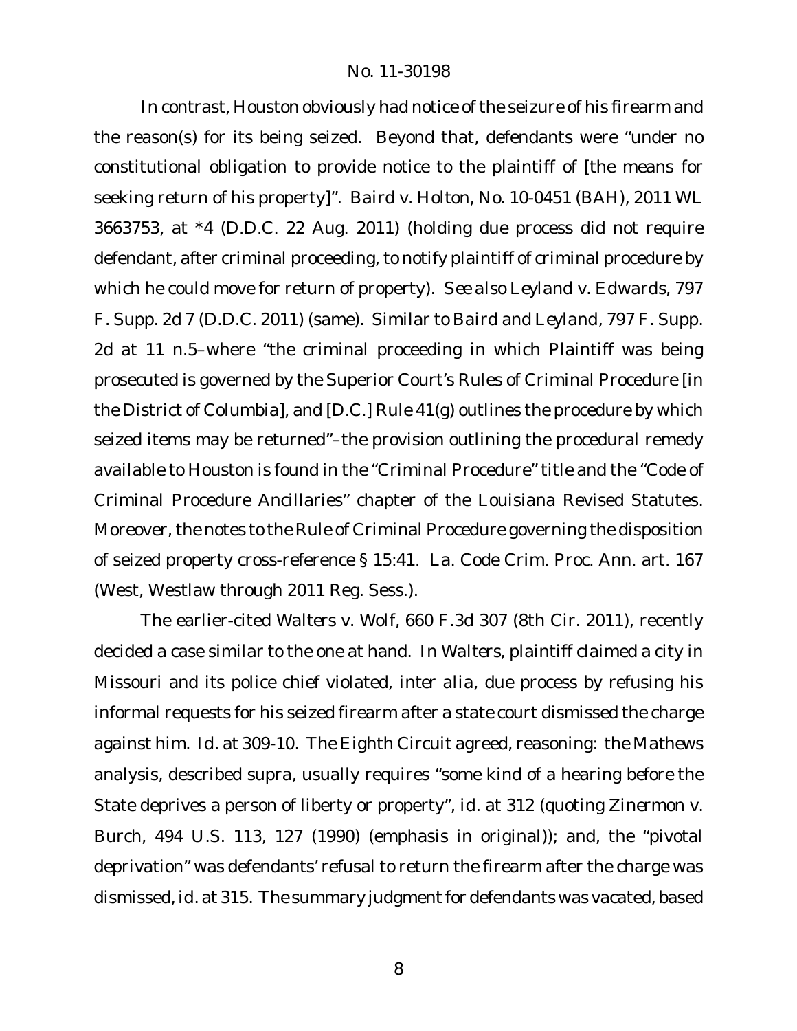In contrast, Houston obviously had notice of the seizure of his firearm and the reason(s) for its being seized. Beyond that, defendants were "under no constitutional obligation to provide notice to the plaintiff of [the means for seeking return of his property]". *Baird v. Holton*, No. 10-0451 (BAH), 2011 WL 3663753, at *4 (D.D.C. 22 Aug. 2011) (holding due process did not require defendant, after criminal proceeding, to notify plaintiff of criminal procedure by which he could move for return of property). *See also Leyland v. Edwards*, 797 F. Supp. 2d 7 (D.D.C. 2011) (same). Similar to *Baird* and *Leyland*, 797 F. Supp. 2d at 11 n.5–where "the criminal proceeding in which Plaintiff was being prosecuted is governed by the Superior Court's Rules of Criminal Procedure [in the District of Columbia], and [D.C.] Rule 41(g) outlines the procedure by which seized items may be returned"–the provision outlining the procedural remedy available to Houston is found in the "Criminal Procedure" title and the "Code of Criminal Procedure Ancillaries" chapter of the Louisiana Revised Statutes. Moreover, the notes to the Rule of Criminal Procedure governing the disposition of seized property cross-reference § 15:41. La. Code Crim. Proc. Ann. art. 167 (West, Westlaw through 2011 Reg. Sess.).

The earlier-cited *Walters v. Wolf*, 660 F.3d 307 (8th Cir. 2011), recently decided a case similar to the one at hand. In *Walters*, plaintiff claimed a city in Missouri and its police chief violated, *inter alia*, due process by refusing his informal requests for his seized firearm after a state court dismissed the charge against him. *Id.* at 309-10. The Eighth Circuit agreed, reasoning: the *Mathews* analysis, described *supra*, usually requires "some kind of a hearing *before* the State deprives a person of liberty or property", *id.* at 312 (quoting *Zinermon v. Burch*, 494 U.S. 113, 127 (1990) (emphasis in original)); and, the "pivotal deprivation" was defendants' refusal to return the firearm after the charge was dismissed, *id.* at 315. The summary judgment for defendants was vacated, based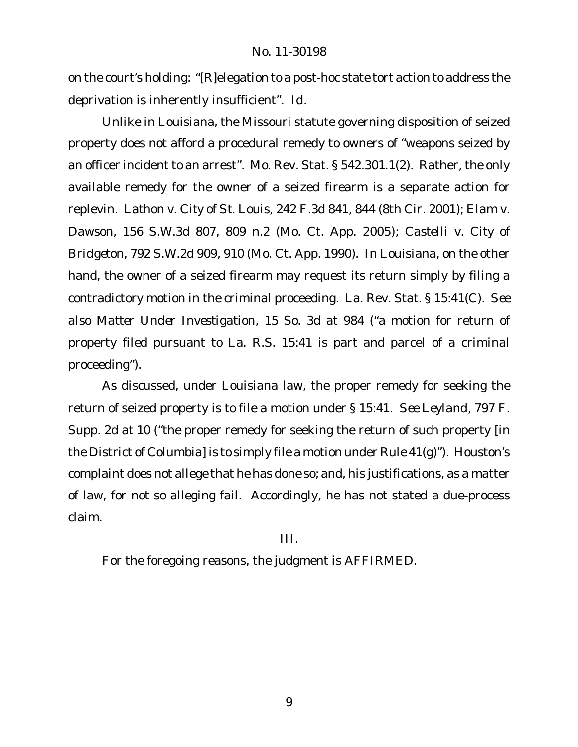on the court's holding: "[R]elegation to a post-hoc state tort action to address the deprivation is inherently insufficient". *Id.*

Unlike in Louisiana, the Missouri statute governing disposition of seized property does not afford a procedural remedy to owners of "weapons seized by an officer incident to an arrest". Mo. Rev. Stat. § 542.301.1(2). Rather, the only available remedy for the owner of a seized firearm is a separate action for replevin. *Lathon v. City of St. Louis*, 242 F.3d 841, 844 (8th Cir. 2001); *Elam v. Dawson*, 156 S.W.3d 807, 809 n.2 (Mo. Ct. App. 2005); *Castelli v. City of Bridgeton*, 792 S.W.2d 909, 910 (Mo. Ct. App. 1990). In Louisiana, on the other hand, the owner of a seized firearm may request its return simply by filing a contradictory motion in the criminal proceeding. La. Rev. Stat. § 15:41(C). *See also Matter Under Investigation*, 15 So. 3d at 984 ("a motion for return of property filed pursuant to La. R.S. 15:41 is part and parcel of a criminal proceeding").

As discussed, under Louisiana law, the proper remedy for seeking the return of seized property is to file a motion under § 15:41. *See Leyland*, 797 F. Supp. 2d at 10 ("the proper remedy for seeking the return of such property [in the District of Columbia] is to simply file a motion under Rule 41(g)"). Houston's complaint does not allege that he has done so; and, his justifications, as a matter of law, for not so alleging fail. Accordingly, he has not stated a due-process claim.

## III.

For the foregoing reasons, the judgment is AFFIRMED.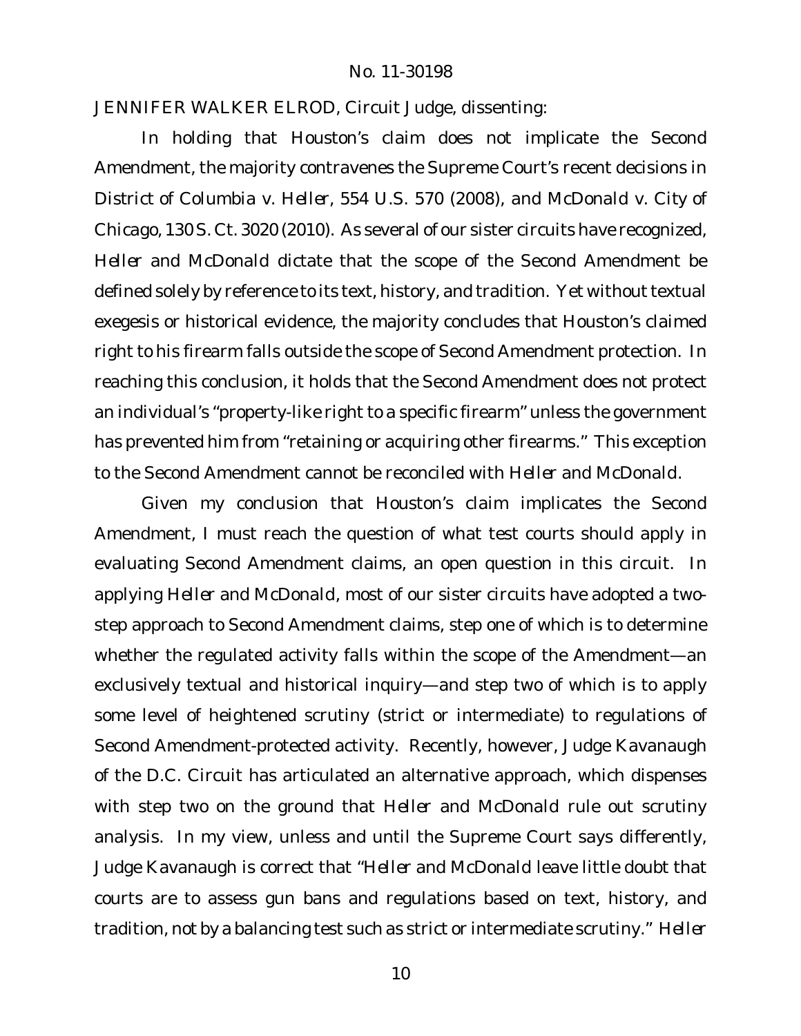JENNIFER WALKER ELROD, Circuit Judge, dissenting:

In holding that Houston's claim does not implicate the Second Amendment, the majority contravenes the Supreme Court's recent decisions in *District of Columbia v. Heller*, 554 U.S. 570 (2008), and *McDonald v. City of Chicago*, 130 S. Ct. 3020 (2010). As several of our sister circuits have recognized, *Heller* and *McDonald* dictate that the scope of the Second Amendment be defined solely by reference to its text, history, and tradition. Yet without textual exegesis or historical evidence, the majority concludes that Houston's claimed right to his firearm falls outside the scope of Second Amendment protection. In reaching this conclusion, it holds that the Second Amendment does not protect an individual's "property-like right to a specific firearm" unless the government has prevented him from "retaining or acquiring other firearms." This exception to the Second Amendment cannot be reconciled with *Heller* and *McDonald*.

Given my conclusion that Houston's claim implicates the Second Amendment, I must reach the question of what test courts should apply in evaluating Second Amendment claims, an open question in this circuit. In applying *Heller* and *McDonald*, most of our sister circuits have adopted a two-step approach to Second Amendment claims, step one of which is to determine whether the regulated activity falls within the scope of the Amendment—an exclusively textual and historical inquiry—and step two of which is to apply some level of heightened scrutiny (strict or intermediate) to regulations of Second Amendment-protected activity. Recently, however, Judge Kavanaugh of the D.C. Circuit has articulated an alternative approach, which dispenses with step two on the ground that *Heller* and *McDonald* rule out scrutiny analysis. In my view, unless and until the Supreme Court says differently, Judge Kavanaugh is correct that "*Heller* and *McDonald* leave little doubt that courts are to assess gun bans and regulations based on text, history, and tradition, not by a balancing test such as strict or intermediate scrutiny." *Heller*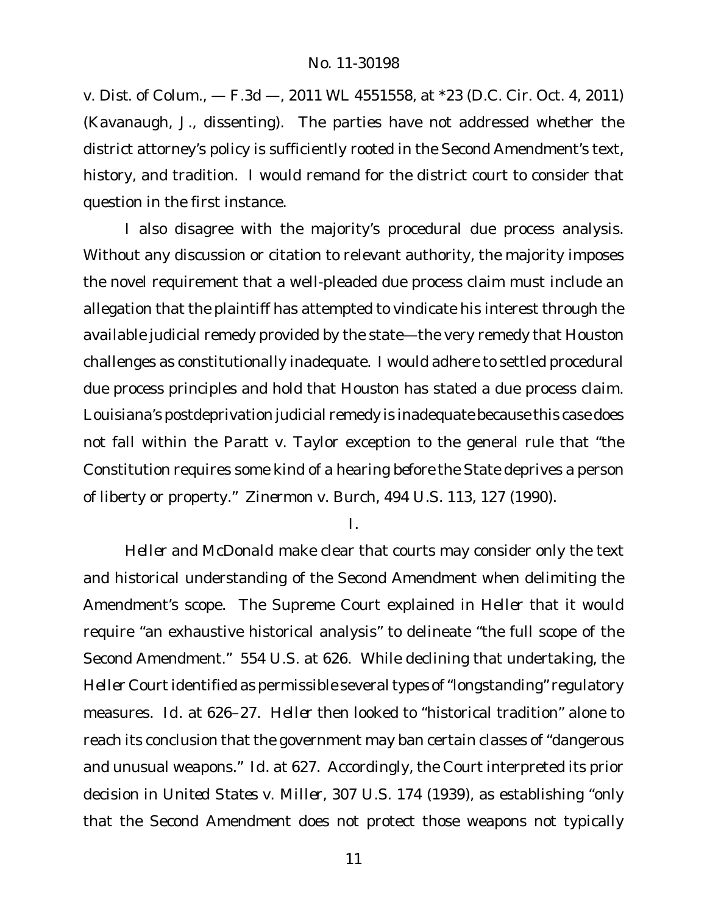*v. Dist. of Colum.*, — F.3d —, 2011 WL 4551558, at *23 (D.C. Cir. Oct. 4, 2011) (Kavanaugh, J., dissenting). The parties have not addressed whether the district attorney's policy is sufficiently rooted in the Second Amendment's text, history, and tradition. I would remand for the district court to consider that question in the first instance.

I also disagree with the majority's procedural due process analysis. Without any discussion or citation to relevant authority, the majority imposes the novel requirement that a well-pleaded due process claim must include an allegation that the plaintiff has attempted to vindicate his interest through the available judicial remedy provided by the state—the very remedy that Houston challenges as constitutionally inadequate. I would adhere to settled procedural due process principles and hold that Houston has stated a due process claim. Louisiana's postdeprivation judicial remedy is inadequate because this case does not fall within the *Paratt v. Taylor* exception to the general rule that "the Constitution requires some kind of a hearing *before* the State deprives a person of liberty or property." *Zinermon v. Burch*, 494 U.S. 113, 127 (1990).

I.

*Heller* and *McDonald* make clear that courts may consider only the text and historical understanding of the Second Amendment when delimiting the Amendment's scope. The Supreme Court explained in *Heller* that it would require "an exhaustive historical analysis" to delineate "the full scope of the Second Amendment." 554 U.S. at 626. While declining that undertaking, the *Heller* Court identified as permissible several types of "longstanding" regulatory measures. *Id.* at 626–27. *Heller* then looked to "historical tradition" alone to reach its conclusion that the government may ban certain classes of "dangerous and unusual weapons." *Id.* at 627. Accordingly, the Court interpreted its prior decision in *United States v. Miller*, 307 U.S. 174 (1939), as establishing "only that the Second Amendment does not protect those weapons not typically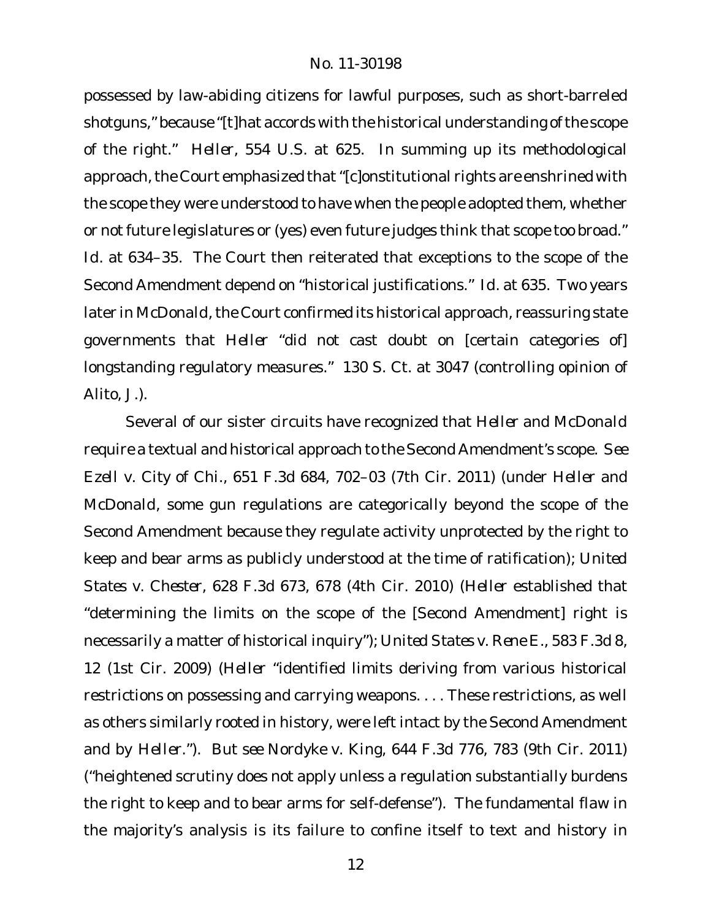possessed by law-abiding citizens for lawful purposes, such as short-barreled shotguns," because "[t]hat accords with the historical understanding of the scope of the right." *Heller*, 554 U.S. at 625. In summing up its methodological approach, the Court emphasized that "[c]onstitutional rights are enshrined with the scope they were understood to have when the people adopted them, whether or not future legislatures or (yes) even future judges think that scope too broad." *Id.* at 634–35. The Court then reiterated that exceptions to the scope of the Second Amendment depend on "historical justifications." *Id.* at 635. Two years later in *McDonald*, the Court confirmed its historical approach, reassuring state governments that *Heller* "did not cast doubt on [certain categories of] longstanding regulatory measures." 130 S. Ct. at 3047 (controlling opinion of Alito, J.).

Several of our sister circuits have recognized that *Heller* and *McDonald* require a textual and historical approach to the Second Amendment's scope. *See Ezell v. City of Chi.*, 651 F.3d 684, 702–03 (7th Cir. 2011) (under *Heller* and *McDonald*, some gun regulations are categorically beyond the scope of the Second Amendment because they regulate activity unprotected by the right to keep and bear arms as publicly understood at the time of ratification); *United States v. Chester*, 628 F.3d 673, 678 (4th Cir. 2010) (*Heller* established that "determining the limits on the scope of the [Second Amendment] right is necessarily a matter of historical inquiry"); *United States v. Rene E.*, 583 F.3d 8, 12 (1st Cir. 2009) (*Heller* "identified limits deriving from various historical restrictions on possessing and carrying weapons. . . . These restrictions, as well as others similarly rooted in history, were left intact by the Second Amendment and by *Heller*."). *But see Nordyke v. King*, 644 F.3d 776, 783 (9th Cir. 2011) ("heightened scrutiny does not apply unless a regulation substantially burdens the right to keep and to bear arms for self-defense"). The fundamental flaw in the majority's analysis is its failure to confine itself to text and history in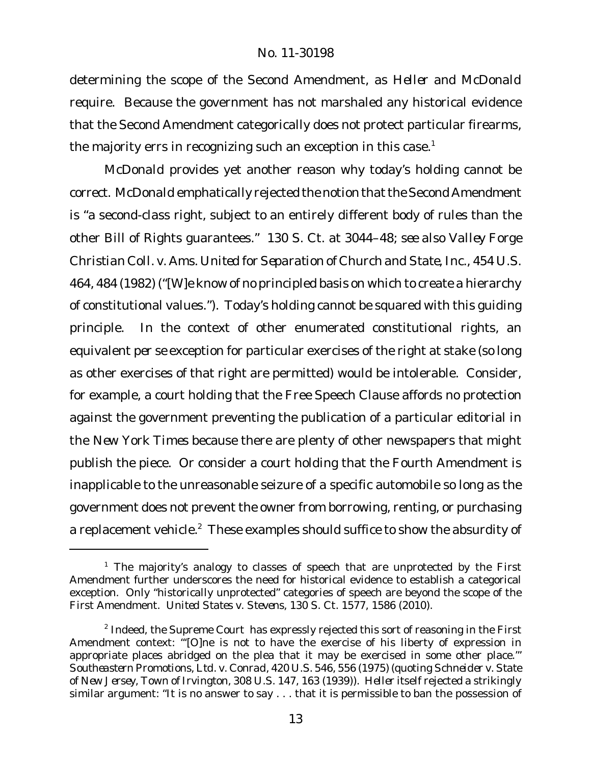determining the scope of the Second Amendment, as *Heller* and *McDonald* require. Because the government has not marshaled any historical evidence that the Second Amendment categorically does not protect particular firearms, the majority errs in recognizing such an exception in this case.[1]

*McDonald* provides yet another reason why today's holding cannot be correct. *McDonald* emphatically rejected the notion that the Second Amendment is "a second-class right, subject to an entirely different body of rules than the other Bill of Rights guarantees." 130 S. Ct. at 3044–48; *see also Valley Forge Christian Coll. v. Ams. United for Separation of Church and State, Inc.*, 454 U.S. 464, 484 (1982) ("[W]e know of no principled basis on which to create a hierarchy of constitutional values."). Today's holding cannot be squared with this guiding principle. In the context of other enumerated constitutional rights, an equivalent *per se* exception for particular exercises of the right at stake (so long as other exercises of that right are permitted) would be intolerable. Consider, for example, a court holding that the Free Speech Clause affords no protection against the government preventing the publication of a particular editorial in the *New York Times* because there are plenty of other newspapers that might publish the piece. Or consider a court holding that the Fourth Amendment is inapplicable to the unreasonable seizure of a specific automobile so long as the government does not prevent the owner from borrowing, renting, or purchasing a replacement vehicle.[2] These examples should suffice to show the absurdity of

---

[1] The majority's analogy to classes of speech that are unprotected by the First Amendment further underscores the need for historical evidence to establish a categorical exception. Only "historically unprotected" categories of speech are beyond the scope of the First Amendment. *United States v. Stevens*, 130 S. Ct. 1577, 1586 (2010).

[2] Indeed, the Supreme Court has expressly rejected this sort of reasoning in the First Amendment context: "'[O]ne is not to have the exercise of his liberty of expression in appropriate places abridged on the plea that it may be exercised in some other place.'" *Southeastern Promotions, Ltd. v. Conrad*, 420 U.S. 546, 556 (1975) (quoting *Schneider v. State of New Jersey, Town of Irvington*, 308 U.S. 147, 163 (1939)). *Heller* itself rejected a strikingly similar argument: "It is no answer to say . . . that it is permissible to ban the possession of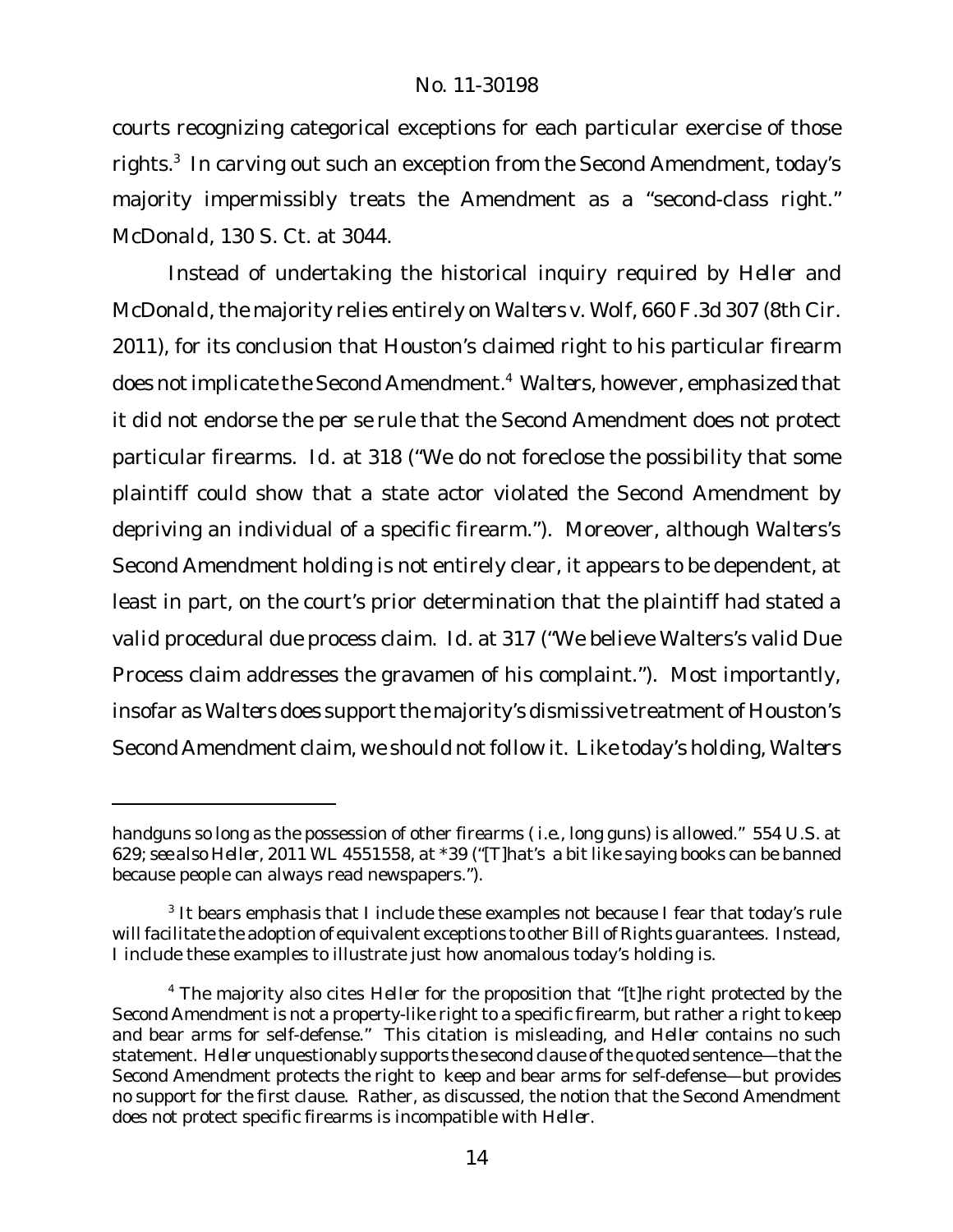courts recognizing categorical exceptions for each particular exercise of those rights.[3] In carving out such an exception from the Second Amendment, today's majority impermissibly treats the Amendment as a "second-class right." *McDonald*, 130 S. Ct. at 3044.

Instead of undertaking the historical inquiry required by *Heller* and *McDonald*, the majority relies entirely on *Walters v. Wolf*, 660 F.3d 307 (8th Cir. 2011), for its conclusion that Houston's claimed right to his particular firearm does not implicate the Second Amendment.[4] *Walters*, however, emphasized that it did not endorse the *per se* rule that the Second Amendment does not protect particular firearms. *Id.* at 318 ("We do not foreclose the possibility that some plaintiff could show that a state actor violated the Second Amendment by depriving an individual of a specific firearm."). Moreover, although *Walters*'s Second Amendment holding is not entirely clear, it appears to be dependent, at least in part, on the court's prior determination that the plaintiff had stated a valid procedural due process claim. *Id.* at 317 ("We believe Walters's valid Due Process claim addresses the gravamen of his complaint."). Most importantly, insofar as *Walters* does support the majority's dismissive treatment of Houston's Second Amendment claim, we should not follow it. Like today's holding, *Walters*

---

handguns so long as the possession of other firearms (*i.e.*, long guns) is allowed." 554 U.S. at 629; *see also Heller*, 2011 WL 4551558, at *39 ("[T]hat's a bit like saying books can be banned because people can always read newspapers.").

[3] It bears emphasis that I include these examples not because I fear that today's rule will facilitate the adoption of equivalent exceptions to other Bill of Rights guarantees. Instead, I include these examples to illustrate just how anomalous today's holding is.

[4] The majority also cites *Heller* for the proposition that "[t]he right protected by the Second Amendment is not a property-like right to a specific firearm, but rather a right to keep and bear arms for self-defense." This citation is misleading, and *Heller* contains no such statement. *Heller* unquestionably supports the second clause of the quoted sentence—that the Second Amendment protects the right to keep and bear arms for self-defense—but provides no support for the first clause. Rather, as discussed, the notion that the Second Amendment does not protect specific firearms is incompatible with *Heller*.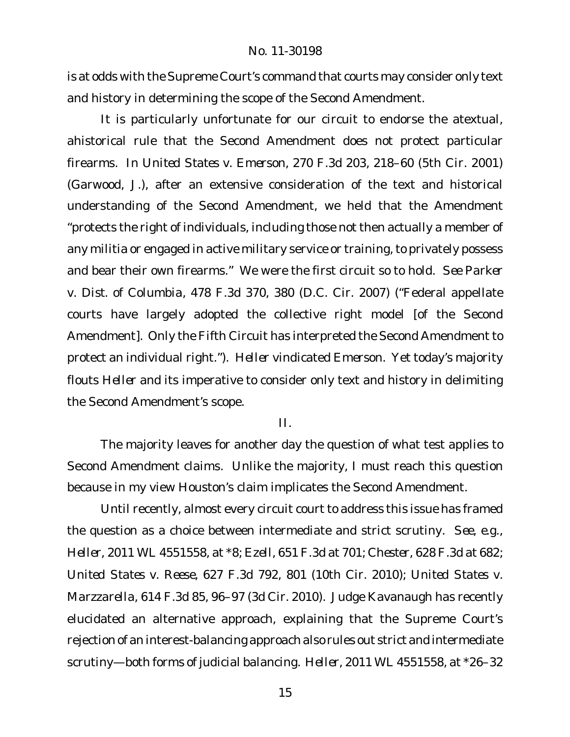is at odds with the Supreme Court's command that courts may consider only text and history in determining the scope of the Second Amendment.

It is particularly unfortunate for our circuit to endorse the atextual, ahistorical rule that the Second Amendment does not protect particular firearms. In *United States v. Emerson*, 270 F.3d 203, 218–60 (5th Cir. 2001) (Garwood, J.), after an extensive consideration of the text and historical understanding of the Second Amendment, we held that the Amendment "protects the right of individuals, including those not then actually a member of any militia or engaged in active military service or training, to privately possess and bear their own firearms." We were the first circuit so to hold. *See Parker v. Dist. of Columbia*, 478 F.3d 370, 380 (D.C. Cir. 2007) ("Federal appellate courts have largely adopted the collective right model [of the Second Amendment]. Only the Fifth Circuit has interpreted the Second Amendment to protect an individual right."). *Heller* vindicated *Emerson*. Yet today's majority flouts *Heller* and its imperative to consider only text and history in delimiting the Second Amendment's scope.

II.

The majority leaves for another day the question of what test applies to Second Amendment claims. Unlike the majority, I must reach this question because in my view Houston's claim implicates the Second Amendment.

Until recently, almost every circuit court to address this issue has framed the question as a choice between intermediate and strict scrutiny. *See, e.g.*, *Heller*, 2011 WL 4551558, at *8; *Ezell*, 651 F.3d at 701; *Chester*, 628 F.3d at 682; *United States v. Reese*, 627 F.3d 792, 801 (10th Cir. 2010); *United States v. Marzzarella*, 614 F.3d 85, 96–97 (3d Cir. 2010). Judge Kavanaugh has recently elucidated an alternative approach, explaining that the Supreme Court's rejection of an interest-balancing approach also rules out strict and intermediate scrutiny—both forms of judicial balancing. *Heller*, 2011 WL 4551558, at *26–32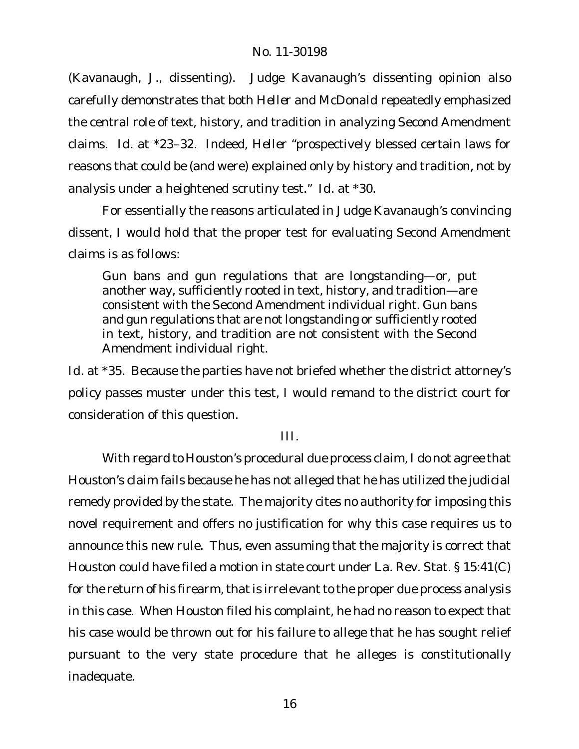(Kavanaugh, J., dissenting). Judge Kavanaugh's dissenting opinion also carefully demonstrates that both *Heller* and *McDonald* repeatedly emphasized the central role of text, history, and tradition in analyzing Second Amendment claims. *Id.* at *23–32. Indeed, *Heller* "prospectively blessed certain laws for reasons that could be (and were) explained only by history and tradition, not by analysis under a heightened scrutiny test." *Id.* at *30.

For essentially the reasons articulated in Judge Kavanaugh's convincing dissent, I would hold that the proper test for evaluating Second Amendment claims is as follows:

> Gun bans and gun regulations that are longstanding—or, put another way, sufficiently rooted in text, history, and tradition—are consistent with the Second Amendment individual right. Gun bans and gun regulations that are not longstanding or sufficiently rooted in text, history, and tradition are not consistent with the Second Amendment individual right.

*Id.* at *35. Because the parties have not briefed whether the district attorney's policy passes muster under this test, I would remand to the district court for consideration of this question.

## III.

With regard to Houston's procedural due process claim, I do not agree that Houston's claim fails because he has not alleged that he has utilized the judicial remedy provided by the state. The majority cites no authority for imposing this novel requirement and offers no justification for why this case requires us to announce this new rule. Thus, even assuming that the majority is correct that Houston could have filed a motion in state court under La. Rev. Stat. § 15:41(C) for the return of his firearm, that is irrelevant to the proper due process analysis in this case. When Houston filed his complaint, he had no reason to expect that his case would be thrown out for his failure to allege that he has sought relief pursuant to the very state procedure that he alleges is constitutionally inadequate.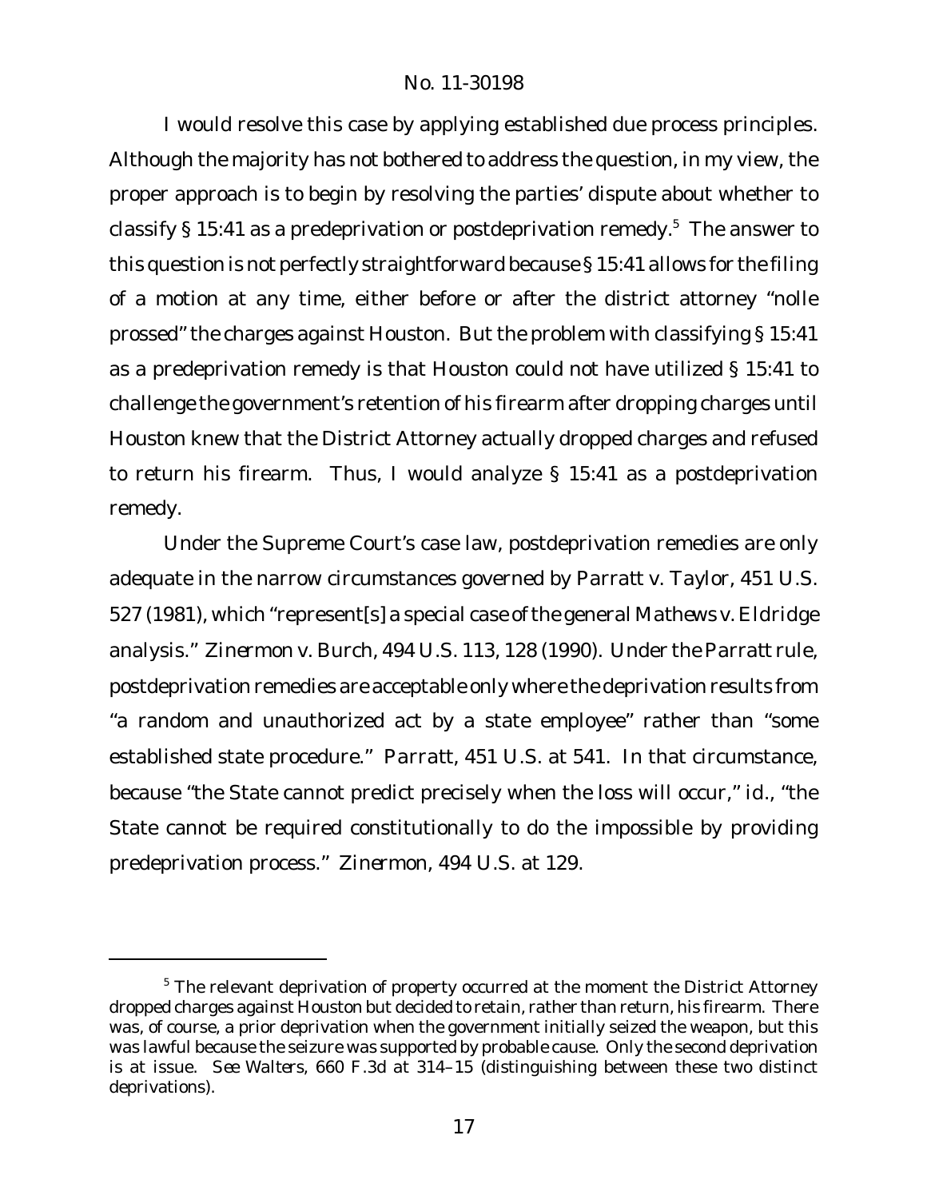I would resolve this case by applying established due process principles. Although the majority has not bothered to address the question, in my view, the proper approach is to begin by resolving the parties' dispute about whether to classify § 15:41 as a predeprivation or postdeprivation remedy.[5] The answer to this question is not perfectly straightforward because § 15:41 allows for the filing of a motion at any time, either before or after the district attorney "nolle prossed" the charges against Houston. But the problem with classifying § 15:41 as a predeprivation remedy is that Houston could not have utilized § 15:41 to challenge the government's retention of his firearm after dropping charges until Houston knew that the District Attorney actually dropped charges and refused to return his firearm. Thus, I would analyze § 15:41 as a postdeprivation remedy.

Under the Supreme Court's case law, postdeprivation remedies are only adequate in the narrow circumstances governed by *Parratt v. Taylor*, 451 U.S. 527 (1981), which "represent[s] a special case of the general *Mathews v. Eldridge* analysis." *Zinermon v. Burch*, 494 U.S. 113, 128 (1990). Under the *Parratt* rule, postdeprivation remedies are acceptable only where the deprivation results from "a random and unauthorized act by a state employee" rather than "some established state procedure." *Parratt*, 451 U.S. at 541. In that circumstance, because "the State cannot predict precisely when the loss will occur," *id.*, "the State cannot be required constitutionally to do the impossible by providing predeprivation process." *Zinermon*, 494 U.S. at 129.

---

[5] The relevant deprivation of property occurred at the moment the District Attorney dropped charges against Houston but decided to retain, rather than return, his firearm. There was, of course, a prior deprivation when the government initially seized the weapon, but this was lawful because the seizure was supported by probable cause. Only the second deprivation is at issue. *See Walters*, 660 F.3d at 314–15 (distinguishing between these two distinct deprivations).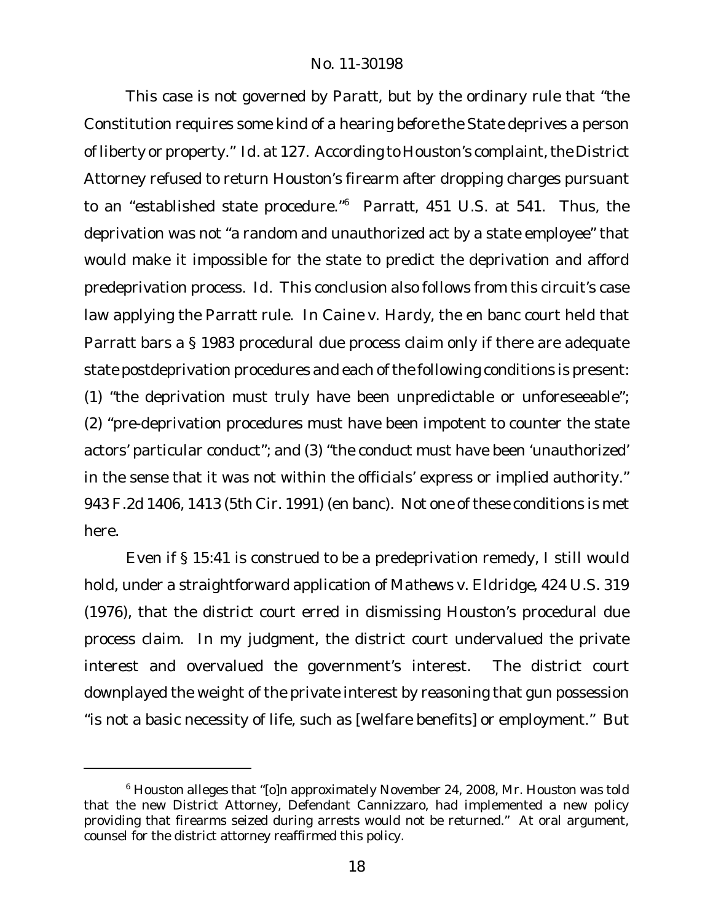This case is not governed by *Paratt*, but by the ordinary rule that "the Constitution requires some kind of a hearing *before* the State deprives a person of liberty or property." *Id.* at 127. According to Houston's complaint, the District Attorney refused to return Houston's firearm after dropping charges pursuant to an "established state procedure."[6] *Parratt*, 451 U.S. at 541. Thus, the deprivation was not "a random and unauthorized act by a state employee" that would make it impossible for the state to predict the deprivation and afford predeprivation process. *Id.* This conclusion also follows from this circuit's case law applying the *Parratt* rule. In *Caine v. Hardy*, the en banc court held that *Parratt* bars a § 1983 procedural due process claim only if there are adequate state postdeprivation procedures and each of the following conditions is present: (1) "the deprivation must truly have been unpredictable or unforeseeable"; (2) "pre-deprivation procedures must have been impotent to counter the state actors' particular conduct"; and (3) "the conduct must have been 'unauthorized' in the sense that it was not within the officials' express or implied authority." 943 F.2d 1406, 1413 (5th Cir. 1991) (en banc). Not one of these conditions is met here.

Even if § 15:41 is construed to be a predeprivation remedy, I still would hold, under a straightforward application of *Mathews v. Eldridge*, 424 U.S. 319 (1976), that the district court erred in dismissing Houston's procedural due process claim. In my judgment, the district court undervalued the private interest and overvalued the government's interest. The district court downplayed the weight of the private interest by reasoning that gun possession "is not a basic necessity of life, such as [welfare benefits] or employment." But

---

[6] Houston alleges that "[o]n approximately November 24, 2008, Mr. Houston was told that the new District Attorney, Defendant Cannizzaro, had implemented a new policy providing that firearms seized during arrests would not be returned." At oral argument, counsel for the district attorney reaffirmed this policy.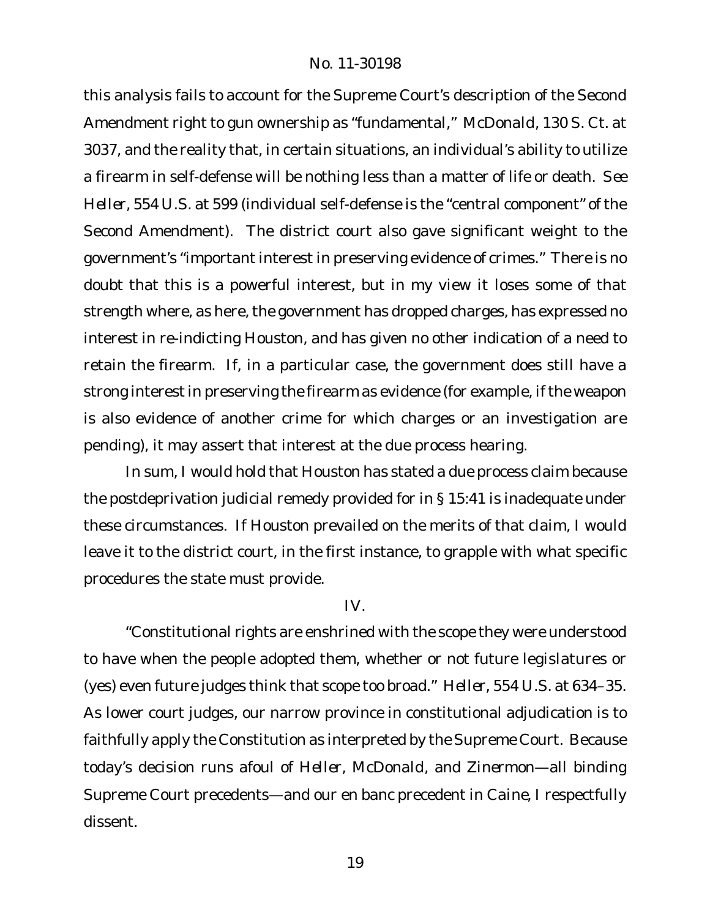this analysis fails to account for the Supreme Court's description of the Second Amendment right to gun ownership as "fundamental," *McDonald*, 130 S. Ct. at 3037, and the reality that, in certain situations, an individual's ability to utilize a firearm in self-defense will be nothing less than a matter of life or death. *See Heller*, 554 U.S. at 599 (individual self-defense is the "central component" of the Second Amendment). The district court also gave significant weight to the government's "important interest in preserving evidence of crimes." There is no doubt that this is a powerful interest, but in my view it loses some of that strength where, as here, the government has dropped charges, has expressed no interest in re-indicting Houston, and has given no other indication of a need to retain the firearm. If, in a particular case, the government does still have a strong interest in preserving the firearm as evidence (for example, if the weapon is also evidence of another crime for which charges or an investigation are pending), it may assert that interest at the due process hearing.

In sum, I would hold that Houston has stated a due process claim because the postdeprivation judicial remedy provided for in § 15:41 is inadequate under these circumstances. If Houston prevailed on the merits of that claim, I would leave it to the district court, in the first instance, to grapple with what specific procedures the state must provide.

## IV.

"Constitutional rights are enshrined with the scope they were understood to have when the people adopted them, whether or not future legislatures or (yes) even future judges think that scope too broad." *Heller*, 554 U.S. at 634–35. As lower court judges, our narrow province in constitutional adjudication is to faithfully apply the Constitution as interpreted by the Supreme Court. Because today's decision runs afoul of *Heller*, *McDonald*, and *Zinermon*—all binding Supreme Court precedents—and our en banc precedent in *Caine*, I respectfully dissent.